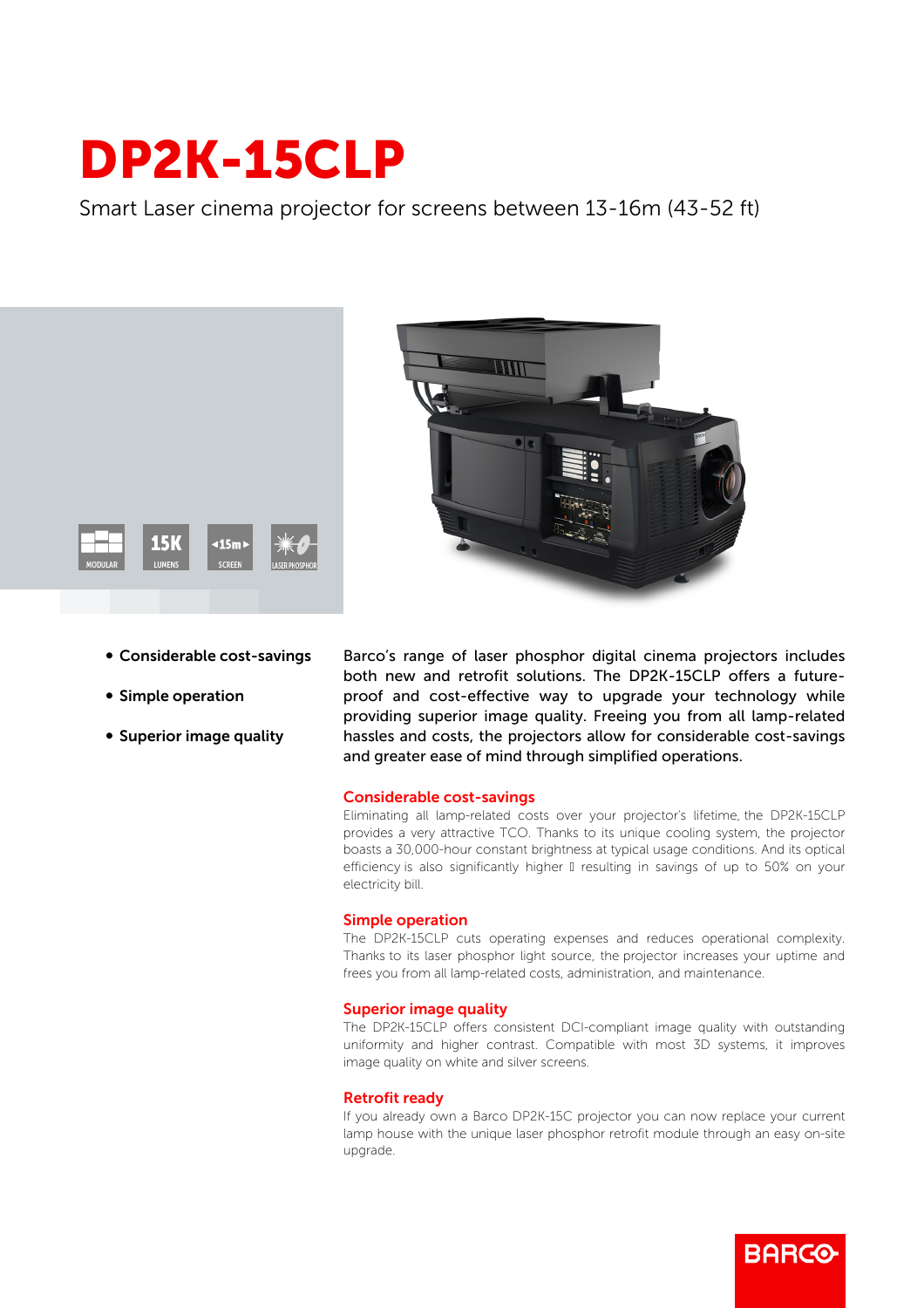# DP2K-15CLP

Smart Laser cinema projector for screens between 13-16m (43-52 ft)

MODULAR | 15K LUMENS | 15m SCREEN | LASER PHOSPHOR

- **Considerable cost-savings**
- **Simple operation**
- **Superior image quality**

Barco's range of laser phosphor digital cinema projectors includes both new and retrofit solutions. The DP2K-15CLP offers a future-proof and cost-effective way to upgrade your technology while providing superior image quality. Freeing you from all lamp-related hassles and costs, the projectors allow for considerable cost-savings and greater ease of mind through simplified operations.

## Considerable cost-savings

Eliminating all lamp-related costs over your projector's lifetime, the DP2K-15CLP provides a very attractive TCO. Thanks to its unique cooling system, the projector boasts a 30,000-hour constant brightness at typical usage conditions. And its optical efficiency is also significantly higher  resulting in savings of up to 50% on your electricity bill.

## Simple operation

The DP2K-15CLP cuts operating expenses and reduces operational complexity. Thanks to its laser phosphor light source, the projector increases your uptime and frees you from all lamp-related costs, administration, and maintenance.

## Superior image quality

The DP2K-15CLP offers consistent DCI-compliant image quality with outstanding uniformity and higher contrast. Compatible with most 3D systems, it improves image quality on white and silver screens.

## Retrofit ready

If you already own a Barco DP2K-15C projector you can now replace your current lamp house with the unique laser phosphor retrofit module through an easy on-site upgrade.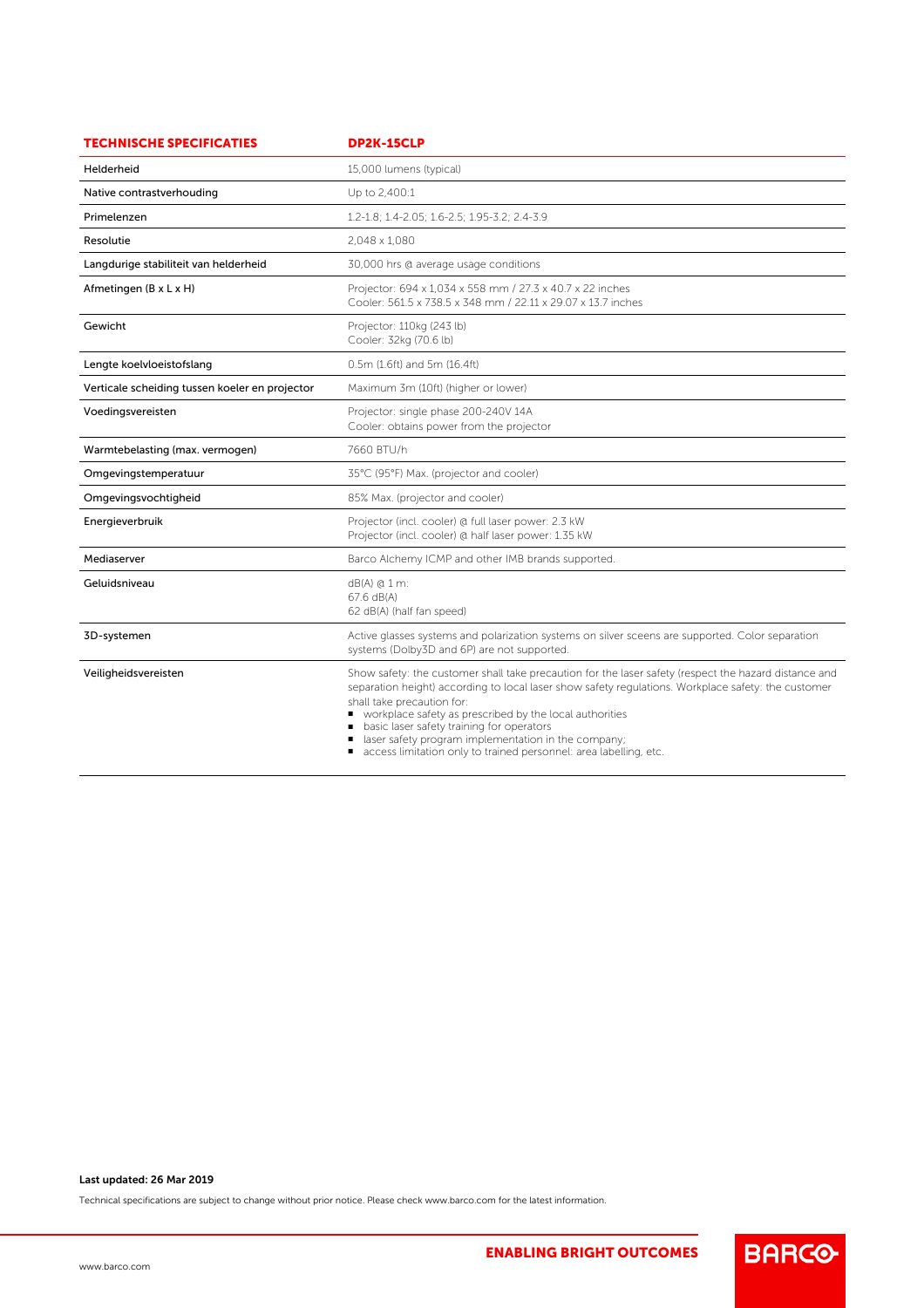| TECHNISCHE SPECIFICATIES | DP2K-15CLP |
|---|---|
| Helderheid | 15,000 lumens (typical) |
| Native contrastverhouding | Up to 2,400:1 |
| Primelenzen | 1.2-1.8; 1.4-2.05; 1.6-2.5; 1.95-3.2; 2.4-3.9 |
| Resolutie | 2,048 x 1,080 |
| Langdurige stabiliteit van helderheid | 30,000 hrs @ average usage conditions |
| Afmetingen (B x L x H) | Projector: 694 x 1,034 x 558 mm / 27.3 x 40.7 x 22 inches<br>Cooler: 561.5 x 738.5 x 348 mm / 22.11 x 29.07 x 13.7 inches |
| Gewicht | Projector: 110kg (243 lb)<br>Cooler: 32kg (70.6 lb) |
| Lengte koelvloeistofslang | 0.5m (1.6ft) and 5m (16.4ft) |
| Verticale scheiding tussen koeler en projector | Maximum 3m (10ft) (higher or lower) |
| Voedingsvereisten | Projector: single phase 200-240V 14A<br>Cooler: obtains power from the projector |
| Warmtebelasting (max. vermogen) | 7660 BTU/h |
| Omgevingstemperatuur | 35°C (95°F) Max. (projector and cooler) |
| Omgevingsvochtigheid | 85% Max. (projector and cooler) |
| Energieverbruik | Projector (incl. cooler) @ full laser power: 2.3 kW<br>Projector (incl. cooler) @ half laser power: 1.35 kW |
| Mediaserver | Barco Alchemy ICMP and other IMB brands supported. |
| Geluidsniveau | dB(A) @ 1 m:<br>67.6 dB(A)<br>62 dB(A) (half fan speed) |
| 3D-systemen | Active glasses systems and polarization systems on silver sceens are supported. Color separation systems (Dolby3D and 6P) are not supported. |
| Veiligheidsvereisten | Show safety: the customer shall take precaution for the laser safety (respect the hazard distance and separation height) according to local laser show safety regulations. Workplace safety: the customer shall take precaution for:<br>■ workplace safety as prescribed by the local authorities<br>■ basic laser safety training for operators<br>■ laser safety program implementation in the company;<br>■ access limitation only to trained personnel: area labelling, etc. |

**Last updated: 26 Mar 2019**

Technical specifications are subject to change without prior notice. Please check www.barco.com for the latest information.